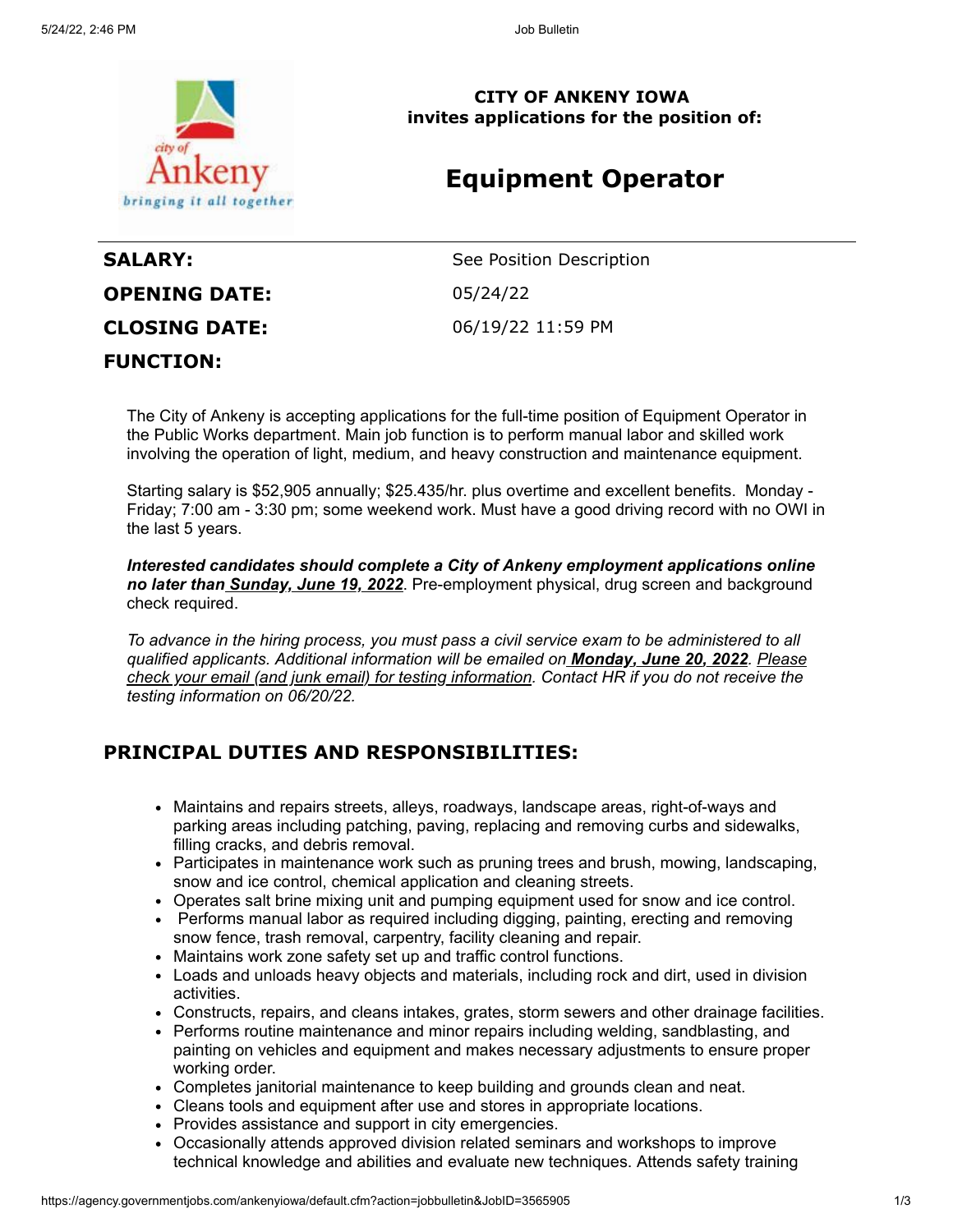**CITY OF ANKENY IOWA**
**invites applications for the position of:**

# Equipment Operator

| | |
|---|---|
| **SALARY:** | See Position Description |
| **OPENING DATE:** | 05/24/22 |
| **CLOSING DATE:** | 06/19/22 11:59 PM |
| **FUNCTION:** | |

The City of Ankeny is accepting applications for the full-time position of Equipment Operator in the Public Works department. Main job function is to perform manual labor and skilled work involving the operation of light, medium, and heavy construction and maintenance equipment.

Starting salary is $52,905 annually; $25.435/hr. plus overtime and excellent benefits. Monday - Friday; 7:00 am - 3:30 pm; some weekend work. Must have a good driving record with no OWI in the last 5 years.

***Interested candidates should complete a City of Ankeny employment applications online no later than Sunday, June 19, 2022***. Pre-employment physical, drug screen and background check required.

*To advance in the hiring process, you must pass a civil service exam to be administered to all qualified applicants. Additional information will be emailed on **Monday, June 20, 2022**. Please check your email (and junk email) for testing information. Contact HR if you do not receive the testing information on 06/20/22.*

## PRINCIPAL DUTIES AND RESPONSIBILITIES:

- Maintains and repairs streets, alleys, roadways, landscape areas, right-of-ways and parking areas including patching, paving, replacing and removing curbs and sidewalks, filling cracks, and debris removal.
- Participates in maintenance work such as pruning trees and brush, mowing, landscaping, snow and ice control, chemical application and cleaning streets.
- Operates salt brine mixing unit and pumping equipment used for snow and ice control.
- Performs manual labor as required including digging, painting, erecting and removing snow fence, trash removal, carpentry, facility cleaning and repair.
- Maintains work zone safety set up and traffic control functions.
- Loads and unloads heavy objects and materials, including rock and dirt, used in division activities.
- Constructs, repairs, and cleans intakes, grates, storm sewers and other drainage facilities.
- Performs routine maintenance and minor repairs including welding, sandblasting, and painting on vehicles and equipment and makes necessary adjustments to ensure proper working order.
- Completes janitorial maintenance to keep building and grounds clean and neat.
- Cleans tools and equipment after use and stores in appropriate locations.
- Provides assistance and support in city emergencies.
- Occasionally attends approved division related seminars and workshops to improve technical knowledge and abilities and evaluate new techniques. Attends safety training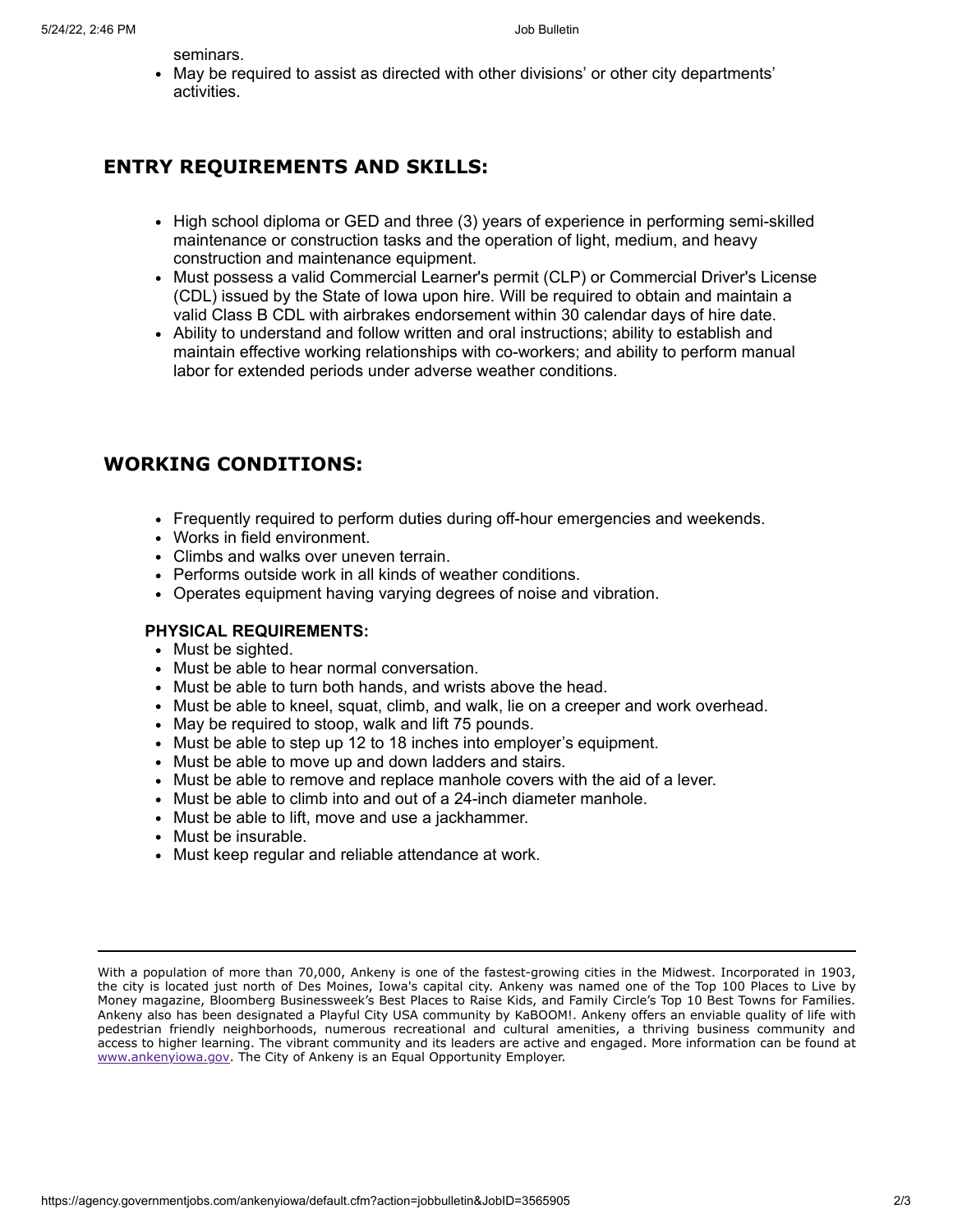seminars.

- May be required to assist as directed with other divisions' or other city departments' activities.

## ENTRY REQUIREMENTS AND SKILLS:

- High school diploma or GED and three (3) years of experience in performing semi-skilled maintenance or construction tasks and the operation of light, medium, and heavy construction and maintenance equipment.
- Must possess a valid Commercial Learner's permit (CLP) or Commercial Driver's License (CDL) issued by the State of Iowa upon hire. Will be required to obtain and maintain a valid Class B CDL with airbrakes endorsement within 30 calendar days of hire date.
- Ability to understand and follow written and oral instructions; ability to establish and maintain effective working relationships with co-workers; and ability to perform manual labor for extended periods under adverse weather conditions.

## WORKING CONDITIONS:

- Frequently required to perform duties during off-hour emergencies and weekends.
- Works in field environment.
- Climbs and walks over uneven terrain.
- Performs outside work in all kinds of weather conditions.
- Operates equipment having varying degrees of noise and vibration.

**PHYSICAL REQUIREMENTS:**

- Must be sighted.
- Must be able to hear normal conversation.
- Must be able to turn both hands, and wrists above the head.
- Must be able to kneel, squat, climb, and walk, lie on a creeper and work overhead.
- May be required to stoop, walk and lift 75 pounds.
- Must be able to step up 12 to 18 inches into employer's equipment.
- Must be able to move up and down ladders and stairs.
- Must be able to remove and replace manhole covers with the aid of a lever.
- Must be able to climb into and out of a 24-inch diameter manhole.
- Must be able to lift, move and use a jackhammer.
- Must be insurable.
- Must keep regular and reliable attendance at work.

---

With a population of more than 70,000, Ankeny is one of the fastest-growing cities in the Midwest. Incorporated in 1903, the city is located just north of Des Moines, Iowa's capital city. Ankeny was named one of the Top 100 Places to Live by Money magazine, Bloomberg Businessweek's Best Places to Raise Kids, and Family Circle's Top 10 Best Towns for Families. Ankeny also has been designated a Playful City USA community by KaBOOM!. Ankeny offers an enviable quality of life with pedestrian friendly neighborhoods, numerous recreational and cultural amenities, a thriving business community and access to higher learning. The vibrant community and its leaders are active and engaged. More information can be found at www.ankenyiowa.gov. The City of Ankeny is an Equal Opportunity Employer.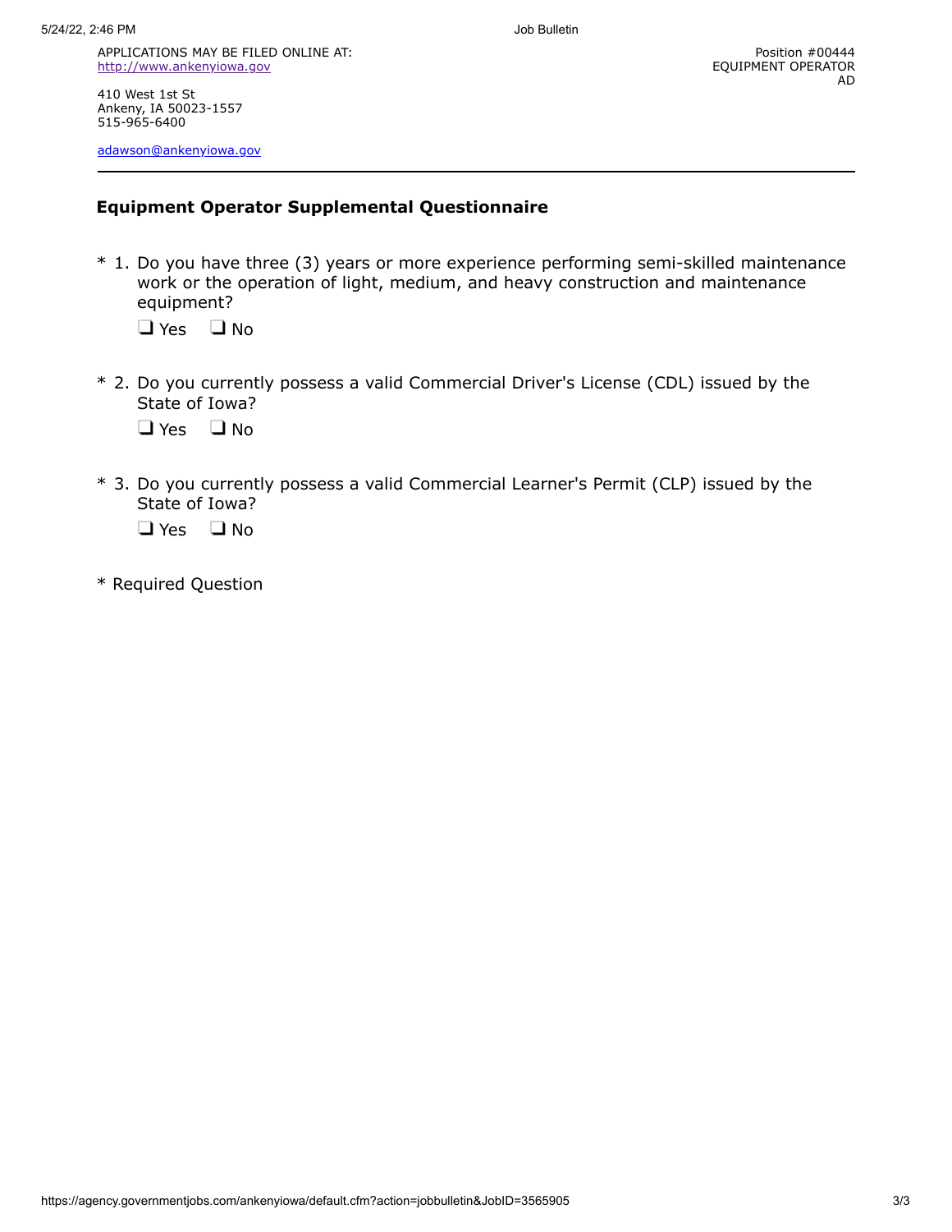APPLICATIONS MAY BE FILED ONLINE AT:
http://www.ankenyiowa.gov

410 West 1st St
Ankeny, IA 50023-1557
515-965-6400

adawson@ankenyiowa.gov

Position #00444
EQUIPMENT OPERATOR
AD

---

## Equipment Operator Supplemental Questionnaire

\* 1. Do you have three (3) years or more experience performing semi-skilled maintenance work or the operation of light, medium, and heavy construction and maintenance equipment?

❑ Yes ❑ No

\* 2. Do you currently possess a valid Commercial Driver's License (CDL) issued by the State of Iowa?

❑ Yes ❑ No

\* 3. Do you currently possess a valid Commercial Learner's Permit (CLP) issued by the State of Iowa?

❑ Yes ❑ No

\* Required Question